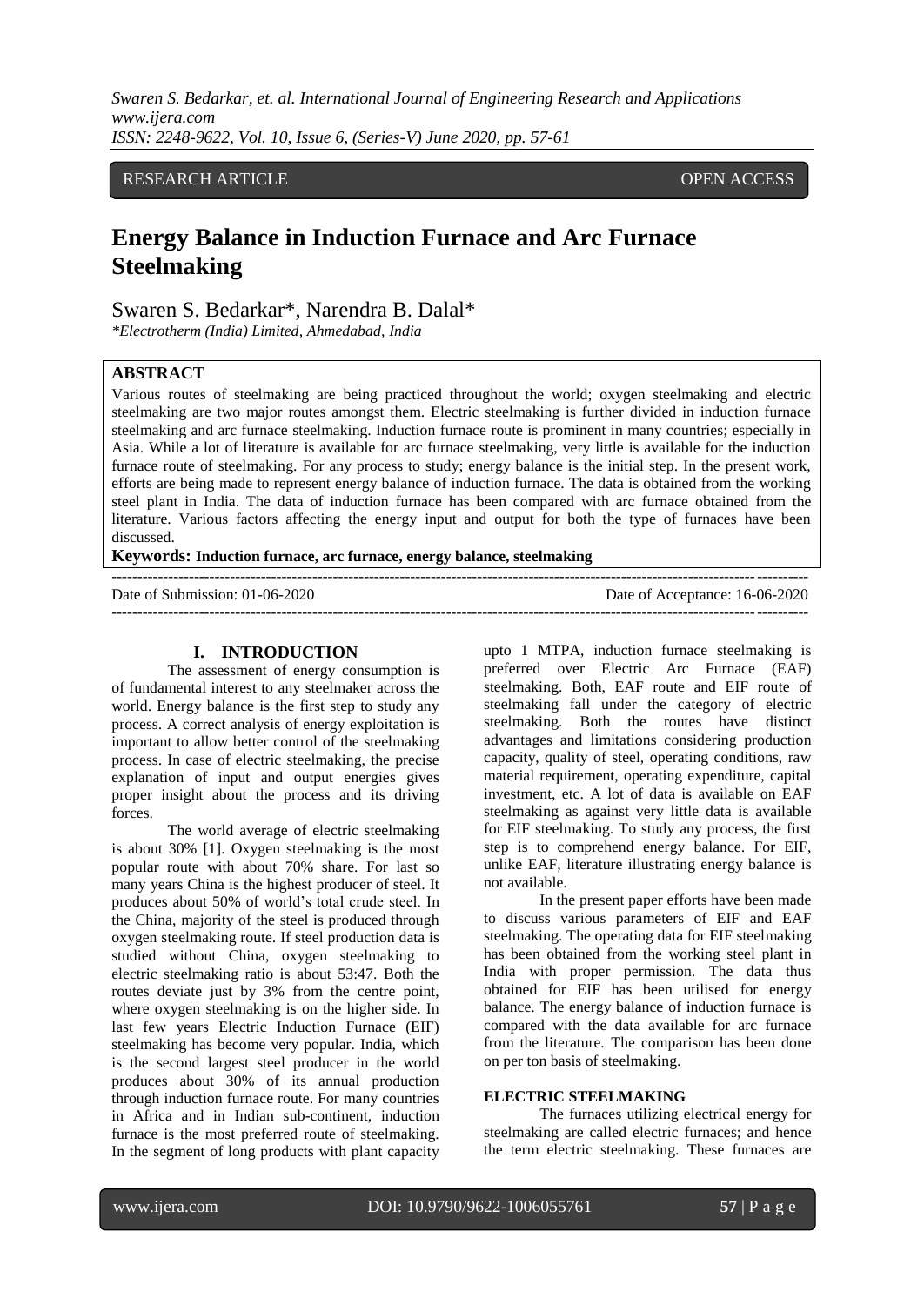RESEARCH ARTICLE OPEN ACCESS

# Energy Balance in Induction Furnace and Arc Furnace Steelmaking

Swaren S. Bedarkar*, Narendra B. Dalal*

*Electrotherm (India) Limited, Ahmedabad, India*

## ABSTRACT

Various routes of steelmaking are being practiced throughout the world; oxygen steelmaking and electric steelmaking are two major routes amongst them. Electric steelmaking is further divided in induction furnace steelmaking and arc furnace steelmaking. Induction furnace route is prominent in many countries; especially in Asia. While a lot of literature is available for arc furnace steelmaking, very little is available for the induction furnace route of steelmaking. For any process to study; energy balance is the initial step. In the present work, efforts are being made to represent energy balance of induction furnace. The data is obtained from the working steel plant in India. The data of induction furnace has been compared with arc furnace obtained from the literature. Various factors affecting the energy input and output for both the type of furnaces have been discussed.

**Keywords: Induction furnace, arc furnace, energy balance, steelmaking**

Date of Submission: 01-06-2020 Date of Acceptance: 16-06-2020

## I. INTRODUCTION

The assessment of energy consumption is of fundamental interest to any steelmaker across the world. Energy balance is the first step to study any process. A correct analysis of energy exploitation is important to allow better control of the steelmaking process. In case of electric steelmaking, the precise explanation of input and output energies gives proper insight about the process and its driving forces.

The world average of electric steelmaking is about 30% [1]. Oxygen steelmaking is the most popular route with about 70% share. For last so many years China is the highest producer of steel. It produces about 50% of world's total crude steel. In the China, majority of the steel is produced through oxygen steelmaking route. If steel production data is studied without China, oxygen steelmaking to electric steelmaking ratio is about 53:47. Both the routes deviate just by 3% from the centre point, where oxygen steelmaking is on the higher side. In last few years Electric Induction Furnace (EIF) steelmaking has become very popular. India, which is the second largest steel producer in the world produces about 30% of its annual production through induction furnace route. For many countries in Africa and in Indian sub-continent, induction furnace is the most preferred route of steelmaking. In the segment of long products with plant capacity upto 1 MTPA, induction furnace steelmaking is preferred over Electric Arc Furnace (EAF) steelmaking. Both, EAF route and EIF route of steelmaking fall under the category of electric steelmaking. Both the routes have distinct advantages and limitations considering production capacity, quality of steel, operating conditions, raw material requirement, operating expenditure, capital investment, etc. A lot of data is available on EAF steelmaking as against very little data is available for EIF steelmaking. To study any process, the first step is to comprehend energy balance. For EIF, unlike EAF, literature illustrating energy balance is not available.

In the present paper efforts have been made to discuss various parameters of EIF and EAF steelmaking. The operating data for EIF steelmaking has been obtained from the working steel plant in India with proper permission. The data thus obtained for EIF has been utilised for energy balance. The energy balance of induction furnace is compared with the data available for arc furnace from the literature. The comparison has been done on per ton basis of steelmaking.

### ELECTRIC STEELMAKING

The furnaces utilizing electrical energy for steelmaking are called electric furnaces; and hence the term electric steelmaking. These furnaces are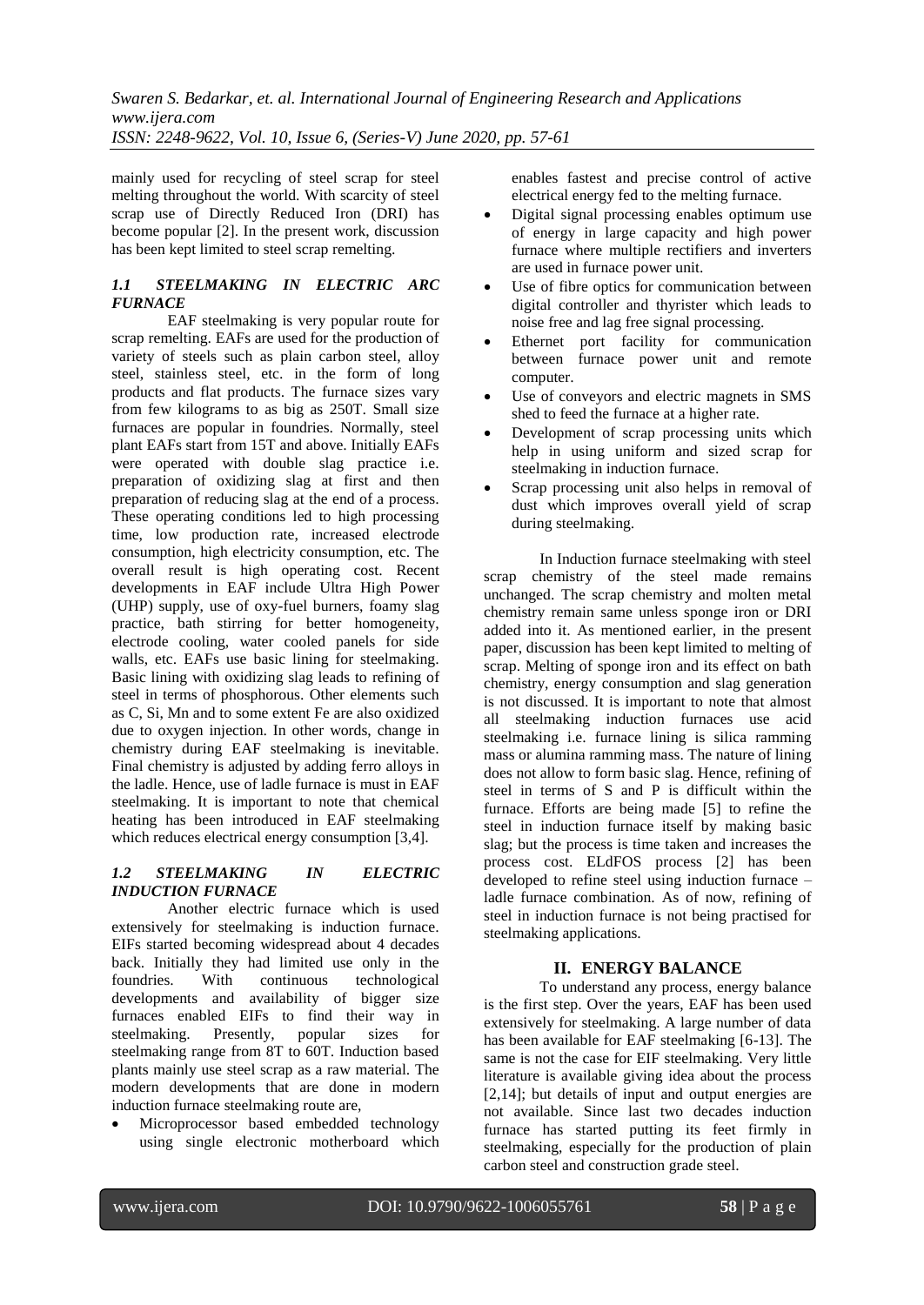mainly used for recycling of steel scrap for steel melting throughout the world. With scarcity of steel scrap use of Directly Reduced Iron (DRI) has become popular [2]. In the present work, discussion has been kept limited to steel scrap remelting.

### *1.1 STEELMAKING IN ELECTRIC ARC FURNACE*

EAF steelmaking is very popular route for scrap remelting. EAFs are used for the production of variety of steels such as plain carbon steel, alloy steel, stainless steel, etc. in the form of long products and flat products. The furnace sizes vary from few kilograms to as big as 250T. Small size furnaces are popular in foundries. Normally, steel plant EAFs start from 15T and above. Initially EAFs were operated with double slag practice i.e. preparation of oxidizing slag at first and then preparation of reducing slag at the end of a process. These operating conditions led to high processing time, low production rate, increased electrode consumption, high electricity consumption, etc. The overall result is high operating cost. Recent developments in EAF include Ultra High Power (UHP) supply, use of oxy-fuel burners, foamy slag practice, bath stirring for better homogeneity, electrode cooling, water cooled panels for side walls, etc. EAFs use basic lining for steelmaking. Basic lining with oxidizing slag leads to refining of steel in terms of phosphorous. Other elements such as C, Si, Mn and to some extent Fe are also oxidized due to oxygen injection. In other words, change in chemistry during EAF steelmaking is inevitable. Final chemistry is adjusted by adding ferro alloys in the ladle. Hence, use of ladle furnace is must in EAF steelmaking. It is important to note that chemical heating has been introduced in EAF steelmaking which reduces electrical energy consumption [3,4].

### *1.2 STEELMAKING IN ELECTRIC INDUCTION FURNACE*

Another electric furnace which is used extensively for steelmaking is induction furnace. EIFs started becoming widespread about 4 decades back. Initially they had limited use only in the foundries. With continuous technological developments and availability of bigger size furnaces enabled EIFs to find their way in steelmaking. Presently, popular sizes for steelmaking range from 8T to 60T. Induction based plants mainly use steel scrap as a raw material. The modern developments that are done in modern induction furnace steelmaking route are,

- Microprocessor based embedded technology using single electronic motherboard which enables fastest and precise control of active electrical energy fed to the melting furnace.
- Digital signal processing enables optimum use of energy in large capacity and high power furnace where multiple rectifiers and inverters are used in furnace power unit.
- Use of fibre optics for communication between digital controller and thyrister which leads to noise free and lag free signal processing.
- Ethernet port facility for communication between furnace power unit and remote computer.
- Use of conveyors and electric magnets in SMS shed to feed the furnace at a higher rate.
- Development of scrap processing units which help in using uniform and sized scrap for steelmaking in induction furnace.
- Scrap processing unit also helps in removal of dust which improves overall yield of scrap during steelmaking.

In Induction furnace steelmaking with steel scrap chemistry of the steel made remains unchanged. The scrap chemistry and molten metal chemistry remain same unless sponge iron or DRI added into it. As mentioned earlier, in the present paper, discussion has been kept limited to melting of scrap. Melting of sponge iron and its effect on bath chemistry, energy consumption and slag generation is not discussed. It is important to note that almost all steelmaking induction furnaces use acid steelmaking i.e. furnace lining is silica ramming mass or alumina ramming mass. The nature of lining does not allow to form basic slag. Hence, refining of steel in terms of S and P is difficult within the furnace. Efforts are being made [5] to refine the steel in induction furnace itself by making basic slag; but the process is time taken and increases the process cost. ELdFOS process [2] has been developed to refine steel using induction furnace – ladle furnace combination. As of now, refining of steel in induction furnace is not being practised for steelmaking applications.

## II. ENERGY BALANCE

To understand any process, energy balance is the first step. Over the years, EAF has been used extensively for steelmaking. A large number of data has been available for EAF steelmaking [6-13]. The same is not the case for EIF steelmaking. Very little literature is available giving idea about the process [2,14]; but details of input and output energies are not available. Since last two decades induction furnace has started putting its feet firmly in steelmaking, especially for the production of plain carbon steel and construction grade steel.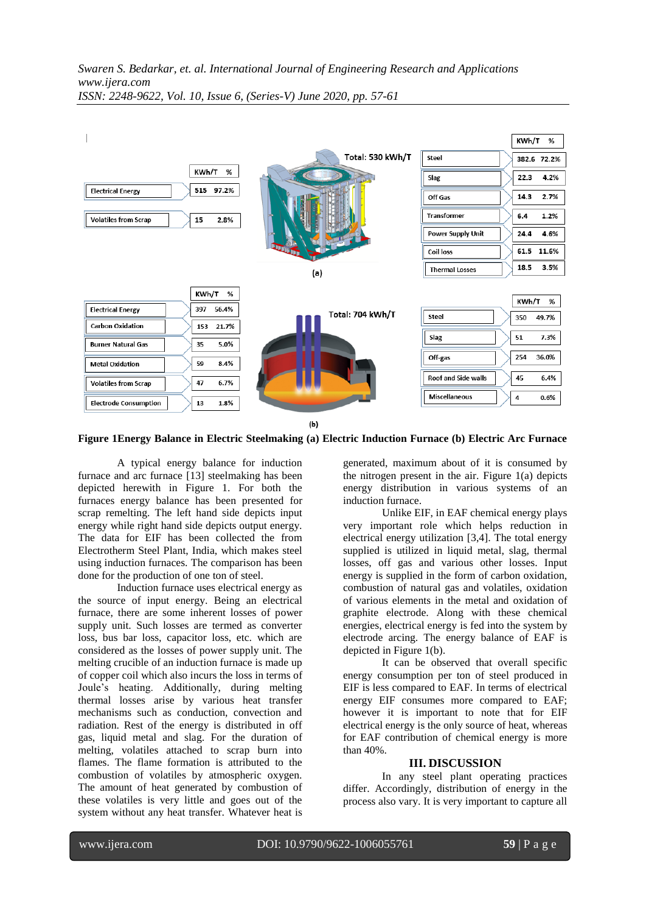**(a)** Total: 530 kWh/T

| Input | KWh/T | % |
|---|---|---|
| Electrical Energy | 515 | 97.2% |
| Volatiles from Scrap | 15 | 2.8% |

| Output | KWh/T | % |
|---|---|---|
| Steel | 382.6 | 72.2% |
| Slag | 22.3 | 4.2% |
| Off Gas | 14.3 | 2.7% |
| Transformer | 6.4 | 1.2% |
| Power Supply Unit | 24.4 | 4.6% |
| Coil loss | 61.5 | 11.6% |
| Thermal Losses | 18.5 | 3.5% |

**(b)** Total: 704 kWh/T

| Input | KWh/T | % |
|---|---|---|
| Electrical Energy | 397 | 56.4% |
| Carbon Oxidation | 153 | 21.7% |
| Burner Natural Gas | 35 | 5.0% |
| Metal Oxidation | 59 | 8.4% |
| Volatiles from Scrap | 47 | 6.7% |
| Electrode Consumption | 13 | 1.8% |

| Output | KWh/T | % |
|---|---|---|
| Steel | 350 | 49.7% |
| Slag | 51 | 7.3% |
| Off-gas | 254 | 36.0% |
| Roof and Side walls | 45 | 6.4% |
| Miscellaneous | 4 | 0.6% |

**Figure 1Energy Balance in Electric Steelmaking (a) Electric Induction Furnace (b) Electric Arc Furnace**

A typical energy balance for induction furnace and arc furnace [13] steelmaking has been depicted herewith in Figure 1. For both the furnaces energy balance has been presented for scrap remelting. The left hand side depicts input energy while right hand side depicts output energy. The data for EIF has been collected the from Electrotherm Steel Plant, India, which makes steel using induction furnaces. The comparison has been done for the production of one ton of steel.

Induction furnace uses electrical energy as the source of input energy. Being an electrical furnace, there are some inherent losses of power supply unit. Such losses are termed as converter loss, bus bar loss, capacitor loss, etc. which are considered as the losses of power supply unit. The melting crucible of an induction furnace is made up of copper coil which also incurs the loss in terms of Joule's heating. Additionally, during melting thermal losses arise by various heat transfer mechanisms such as conduction, convection and radiation. Rest of the energy is distributed in off gas, liquid metal and slag. For the duration of melting, volatiles attached to scrap burn into flames. The flame formation is attributed to the combustion of volatiles by atmospheric oxygen. The amount of heat generated by combustion of these volatiles is very little and goes out of the system without any heat transfer. Whatever heat is generated, maximum about of it is consumed by the nitrogen present in the air. Figure 1(a) depicts energy distribution in various systems of an induction furnace.

Unlike EIF, in EAF chemical energy plays very important role which helps reduction in electrical energy utilization [3,4]. The total energy supplied is utilized in liquid metal, slag, thermal losses, off gas and various other losses. Input energy is supplied in the form of carbon oxidation, combustion of natural gas and volatiles, oxidation of various elements in the metal and oxidation of graphite electrode. Along with these chemical energies, electrical energy is fed into the system by electrode arcing. The energy balance of EAF is depicted in Figure 1(b).

It can be observed that overall specific energy consumption per ton of steel produced in EIF is less compared to EAF. In terms of electrical energy EIF consumes more compared to EAF; however it is important to note that for EIF electrical energy is the only source of heat, whereas for EAF contribution of chemical energy is more than 40%.

## III. DISCUSSION

In any steel plant operating practices differ. Accordingly, distribution of energy in the process also vary. It is very important to capture all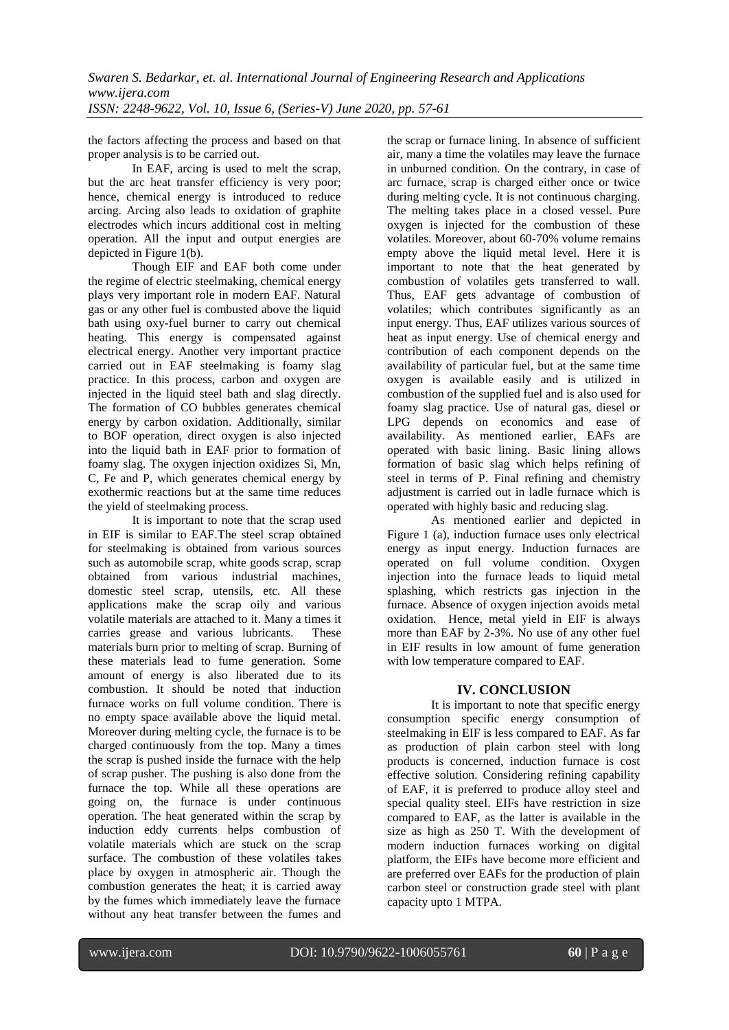the factors affecting the process and based on that proper analysis is to be carried out.

In EAF, arcing is used to melt the scrap, but the arc heat transfer efficiency is very poor; hence, chemical energy is introduced to reduce arcing. Arcing also leads to oxidation of graphite electrodes which incurs additional cost in melting operation. All the input and output energies are depicted in Figure 1(b).

Though EIF and EAF both come under the regime of electric steelmaking, chemical energy plays very important role in modern EAF. Natural gas or any other fuel is combusted above the liquid bath using oxy-fuel burner to carry out chemical heating. This energy is compensated against electrical energy. Another very important practice carried out in EAF steelmaking is foamy slag practice. In this process, carbon and oxygen are injected in the liquid steel bath and slag directly. The formation of CO bubbles generates chemical energy by carbon oxidation. Additionally, similar to BOF operation, direct oxygen is also injected into the liquid bath in EAF prior to formation of foamy slag. The oxygen injection oxidizes Si, Mn, C, Fe and P, which generates chemical energy by exothermic reactions but at the same time reduces the yield of steelmaking process.

It is important to note that the scrap used in EIF is similar to EAF.The steel scrap obtained for steelmaking is obtained from various sources such as automobile scrap, white goods scrap, scrap obtained from various industrial machines, domestic steel scrap, utensils, etc. All these applications make the scrap oily and various volatile materials are attached to it. Many a times it carries grease and various lubricants. These materials burn prior to melting of scrap. Burning of these materials lead to fume generation. Some amount of energy is also liberated due to its combustion. It should be noted that induction furnace works on full volume condition. There is no empty space available above the liquid metal. Moreover during melting cycle, the furnace is to be charged continuously from the top. Many a times the scrap is pushed inside the furnace with the help of scrap pusher. The pushing is also done from the furnace the top. While all these operations are going on, the furnace is under continuous operation. The heat generated within the scrap by induction eddy currents helps combustion of volatile materials which are stuck on the scrap surface. The combustion of these volatiles takes place by oxygen in atmospheric air. Though the combustion generates the heat; it is carried away by the fumes which immediately leave the furnace without any heat transfer between the fumes and the scrap or furnace lining. In absence of sufficient air, many a time the volatiles may leave the furnace in unburned condition. On the contrary, in case of arc furnace, scrap is charged either once or twice during melting cycle. It is not continuous charging. The melting takes place in a closed vessel. Pure oxygen is injected for the combustion of these volatiles. Moreover, about 60-70% volume remains empty above the liquid metal level. Here it is important to note that the heat generated by combustion of volatiles gets transferred to wall. Thus, EAF gets advantage of combustion of volatiles; which contributes significantly as an input energy. Thus, EAF utilizes various sources of heat as input energy. Use of chemical energy and contribution of each component depends on the availability of particular fuel, but at the same time oxygen is available easily and is utilized in combustion of the supplied fuel and is also used for foamy slag practice. Use of natural gas, diesel or LPG depends on economics and ease of availability. As mentioned earlier, EAFs are operated with basic lining. Basic lining allows formation of basic slag which helps refining of steel in terms of P. Final refining and chemistry adjustment is carried out in ladle furnace which is operated with highly basic and reducing slag.

As mentioned earlier and depicted in Figure 1 (a), induction furnace uses only electrical energy as input energy. Induction furnaces are operated on full volume condition. Oxygen injection into the furnace leads to liquid metal splashing, which restricts gas injection in the furnace. Absence of oxygen injection avoids metal oxidation. Hence, metal yield in EIF is always more than EAF by 2-3%. No use of any other fuel in EIF results in low amount of fume generation with low temperature compared to EAF.

## IV. CONCLUSION

It is important to note that specific energy consumption specific energy consumption of steelmaking in EIF is less compared to EAF. As far as production of plain carbon steel with long products is concerned, induction furnace is cost effective solution. Considering refining capability of EAF, it is preferred to produce alloy steel and special quality steel. EIFs have restriction in size compared to EAF, as the latter is available in the size as high as 250 T. With the development of modern induction furnaces working on digital platform, the EIFs have become more efficient and are preferred over EAFs for the production of plain carbon steel or construction grade steel with plant capacity upto 1 MTPA.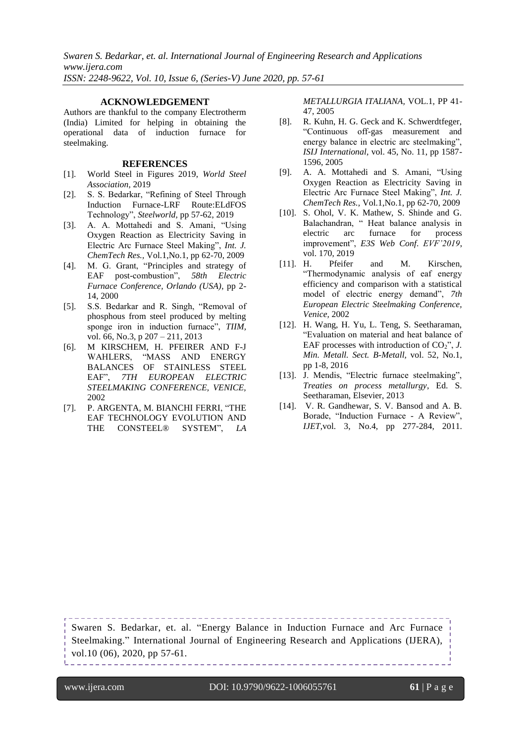## ACKNOWLEDGEMENT

Authors are thankful to the company Electrotherm (India) Limited for helping in obtaining the operational data of induction furnace for steelmaking.

## REFERENCES

[1]. World Steel in Figures 2019, *World Steel Association,* 2019

[2]. S. S. Bedarkar, "Refining of Steel Through Induction Furnace-LRF Route:ELdFOS Technology", *Steelworld,* pp 57-62, 2019

[3]. A. A. Mottahedi and S. Amani, "Using Oxygen Reaction as Electricity Saving in Electric Arc Furnace Steel Making", *Int. J. ChemTech Res.,* Vol.1,No.1, pp 62-70, 2009

[4]. M. G. Grant, "Principles and strategy of EAF post-combustion", *58th Electric Furnace Conference, Orlando (USA),* pp 2-14, 2000

[5]. S.S. Bedarkar and R. Singh, "Removal of phosphous from steel produced by melting sponge iron in induction furnace", *TIIM,* vol. 66, No.3, p 207 – 211, 2013

[6]. M KIRSCHEM, H. PFEIRER AND F-J WAHLERS, "MASS AND ENERGY BALANCES OF STAINLESS STEEL EAF", *7TH EUROPEAN ELECTRIC STEELMAKING CONFERENCE, VENICE,* 2002

[7]. P. ARGENTA, M. BIANCHI FERRI, "THE EAF TECHNOLOGY EVOLUTION AND THE CONSTEEL® SYSTEM", *LA METALLURGIA ITALIANA,* VOL.1, PP 41-47, 2005

[8]. R. Kuhn, H. G. Geck and K. Schwerdtfeger, "Continuous off-gas measurement and energy balance in electric arc steelmaking", *ISIJ International,* vol. 45, No. 11, pp 1587-1596, 2005

[9]. A. A. Mottahedi and S. Amani, "Using Oxygen Reaction as Electricity Saving in Electric Arc Furnace Steel Making", *Int. J. ChemTech Res.,* Vol.1,No.1, pp 62-70, 2009

[10]. S. Ohol, V. K. Mathew, S. Shinde and G. Balachandran, " Heat balance analysis in electric arc furnace for process improvement", *E3S Web Conf. EVF'2019,* vol. 170, 2019

[11]. H. Pfeifer and M. Kirschen, "Thermodynamic analysis of eaf energy efficiency and comparison with a statistical model of electric energy demand", *7th European Electric Steelmaking Conference, Venice,* 2002

[12]. H. Wang, H. Yu, L. Teng, S. Seetharaman, "Evaluation on material and heat balance of EAF processes with introduction of $CO_2$", *J. Min. Metall. Sect. B-Metall,* vol. 52, No.1, pp 1-8, 2016

[13]. J. Mendis, "Electric furnace steelmaking", *Treaties on process metallurgy*, Ed. S. Seetharaman, Elsevier, 2013

[14]. V. R. Gandhewar, S. V. Bansod and A. B. Borade, "Induction Furnace - A Review", *IJET,*vol. 3, No.4, pp 277-284, 2011.

Swaren S. Bedarkar, et. al. "Energy Balance in Induction Furnace and Arc Furnace Steelmaking." International Journal of Engineering Research and Applications (IJERA), vol.10 (06), 2020, pp 57-61.